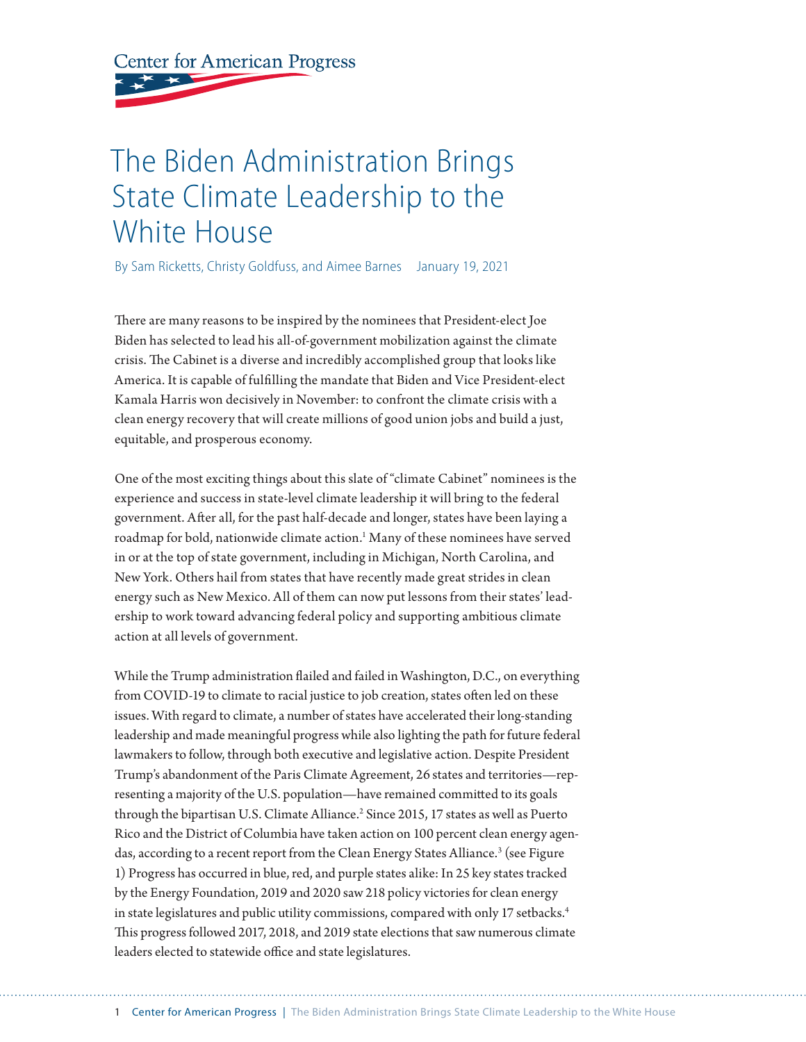Center for American Progress

# The Biden Administration Brings State Climate Leadership to the White House

By Sam Ricketts, Christy Goldfuss, and Aimee Barnes January 19, 2021

There are many reasons to be inspired by the nominees that President-elect Joe Biden has selected to lead his all-of-government mobilization against the climate crisis. The Cabinet is a diverse and incredibly accomplished group that looks like America. It is capable of fulfilling the mandate that Biden and Vice President-elect Kamala Harris won decisively in November: to confront the climate crisis with a clean energy recovery that will create millions of good union jobs and build a just, equitable, and prosperous economy.

One of the most exciting things about this slate of "climate Cabinet" nominees is the experience and success in state-level climate leadership it will bring to the federal government. After all, for the past half-decade and longer, states have been laying a roadmap for bold, nationwide climate action.[1] Many of these nominees have served in or at the top of state government, including in Michigan, North Carolina, and New York. Others hail from states that have recently made great strides in clean energy such as New Mexico. All of them can now put lessons from their states' leadership to work toward advancing federal policy and supporting ambitious climate action at all levels of government.

While the Trump administration flailed and failed in Washington, D.C., on everything from COVID-19 to climate to racial justice to job creation, states often led on these issues. With regard to climate, a number of states have accelerated their long-standing leadership and made meaningful progress while also lighting the path for future federal lawmakers to follow, through both executive and legislative action. Despite President Trump's abandonment of the Paris Climate Agreement, 26 states and territories—representing a majority of the U.S. population—have remained committed to its goals through the bipartisan U.S. Climate Alliance.[2] Since 2015, 17 states as well as Puerto Rico and the District of Columbia have taken action on 100 percent clean energy agendas, according to a recent report from the Clean Energy States Alliance.[3] (see Figure 1) Progress has occurred in blue, red, and purple states alike: In 25 key states tracked by the Energy Foundation, 2019 and 2020 saw 218 policy victories for clean energy in state legislatures and public utility commissions, compared with only 17 setbacks.[4] This progress followed 2017, 2018, and 2019 state elections that saw numerous climate leaders elected to statewide office and state legislatures.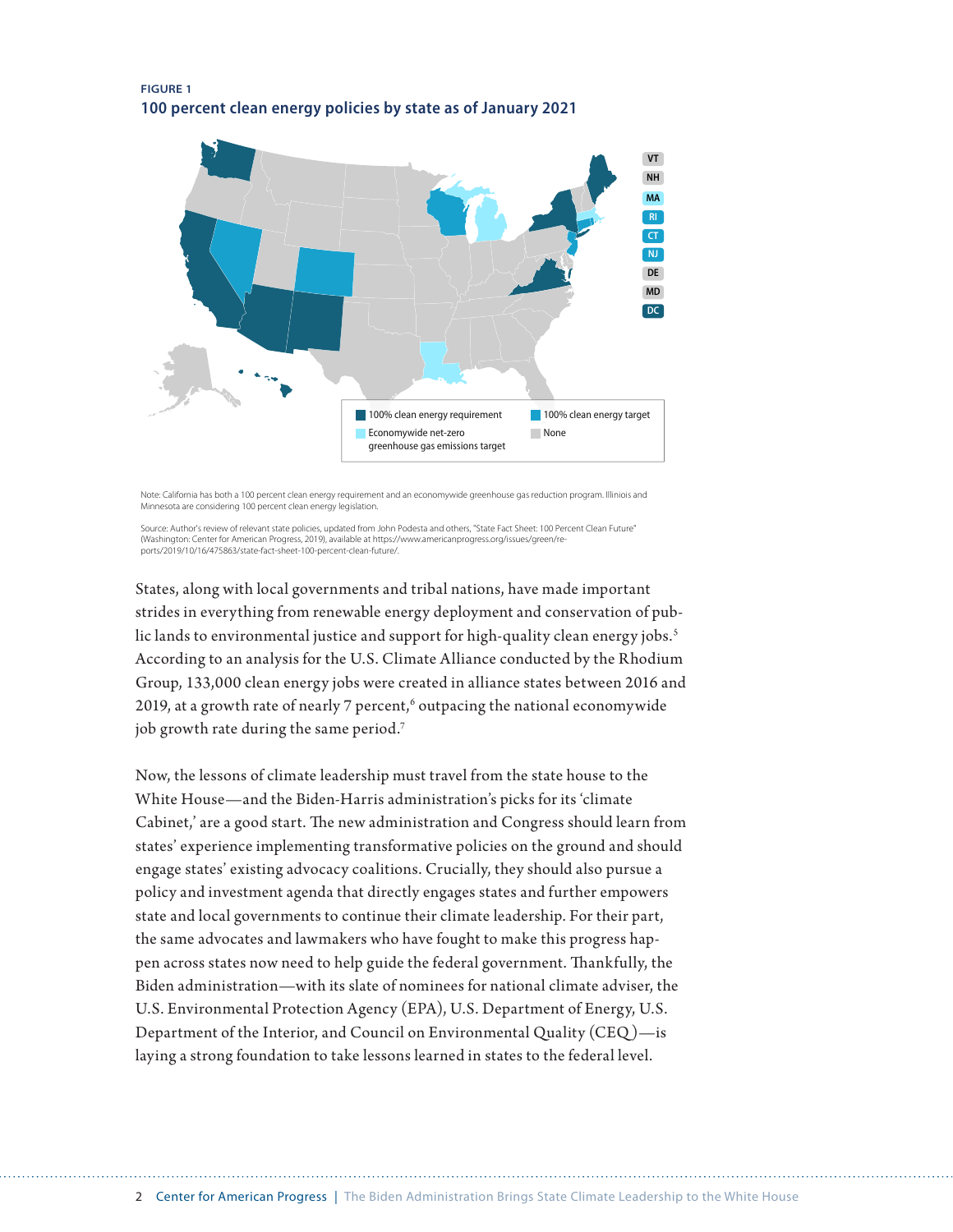FIGURE 1

**100 percent clean energy policies by state as of January 2021**

VT
NH
MA
RI
CT
NJ
DE
MD
DC

100% clean energy requirement
100% clean energy target
Economywide net-zero greenhouse gas emissions target
None

Note: California has both a 100 percent clean energy requirement and an economywide greenhouse gas reduction program. Illinois and Minnesota are considering 100 percent clean energy legislation.

Source: Author's review of relevant state policies, updated from John Podesta and others, "State Fact Sheet: 100 Percent Clean Future" (Washington: Center for American Progress, 2019), available at https://www.americanprogress.org/issues/green/reports/2019/10/16/475863/state-fact-sheet-100-percent-clean-future/.

States, along with local governments and tribal nations, have made important strides in everything from renewable energy deployment and conservation of public lands to environmental justice and support for high-quality clean energy jobs.[5] According to an analysis for the U.S. Climate Alliance conducted by the Rhodium Group, 133,000 clean energy jobs were created in alliance states between 2016 and 2019, at a growth rate of nearly 7 percent,[6] outpacing the national economywide job growth rate during the same period.[7]

Now, the lessons of climate leadership must travel from the state house to the White House—and the Biden-Harris administration's picks for its 'climate Cabinet,' are a good start. The new administration and Congress should learn from states' experience implementing transformative policies on the ground and should engage states' existing advocacy coalitions. Crucially, they should also pursue a policy and investment agenda that directly engages states and further empowers state and local governments to continue their climate leadership. For their part, the same advocates and lawmakers who have fought to make this progress happen across states now need to help guide the federal government. Thankfully, the Biden administration—with its slate of nominees for national climate adviser, the U.S. Environmental Protection Agency (EPA), U.S. Department of Energy, U.S. Department of the Interior, and Council on Environmental Quality (CEQ)—is laying a strong foundation to take lessons learned in states to the federal level.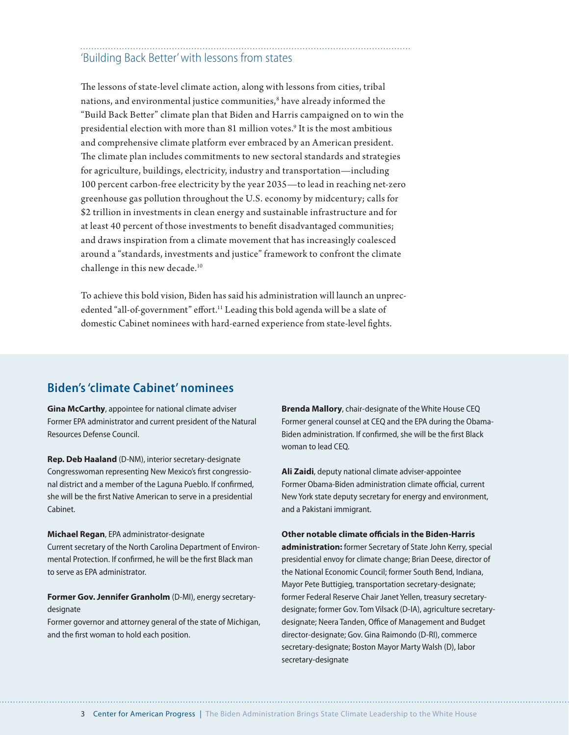## 'Building Back Better' with lessons from states

The lessons of state-level climate action, along with lessons from cities, tribal nations, and environmental justice communities,[8] have already informed the "Build Back Better" climate plan that Biden and Harris campaigned on to win the presidential election with more than 81 million votes.[9] It is the most ambitious and comprehensive climate platform ever embraced by an American president. The climate plan includes commitments to new sectoral standards and strategies for agriculture, buildings, electricity, industry and transportation—including 100 percent carbon-free electricity by the year 2035—to lead in reaching net-zero greenhouse gas pollution throughout the U.S. economy by midcentury; calls for $2 trillion in investments in clean energy and sustainable infrastructure and for at least 40 percent of those investments to benefit disadvantaged communities; and draws inspiration from a climate movement that has increasingly coalesced around a "standards, investments and justice" framework to confront the climate challenge in this new decade.[10]

To achieve this bold vision, Biden has said his administration will launch an unprecedented "all-of-government" effort.[11] Leading this bold agenda will be a slate of domestic Cabinet nominees with hard-earned experience from state-level fights.

### Biden's 'climate Cabinet' nominees

**Gina McCarthy**, appointee for national climate adviser
Former EPA administrator and current president of the Natural Resources Defense Council.

**Rep. Deb Haaland** (D-NM), interior secretary-designate
Congresswoman representing New Mexico's first congressional district and a member of the Laguna Pueblo. If confirmed, she will be the first Native American to serve in a presidential Cabinet.

**Michael Regan**, EPA administrator-designate
Current secretary of the North Carolina Department of Environmental Protection. If confirmed, he will be the first Black man to serve as EPA administrator.

**Former Gov. Jennifer Granholm** (D-MI), energy secretary-designate
Former governor and attorney general of the state of Michigan, and the first woman to hold each position.

**Brenda Mallory**, chair-designate of the White House CEQ
Former general counsel at CEQ and the EPA during the Obama-Biden administration. If confirmed, she will be the first Black woman to lead CEQ.

**Ali Zaidi**, deputy national climate adviser-appointee
Former Obama-Biden administration climate official, current New York state deputy secretary for energy and environment, and a Pakistani immigrant.

**Other notable climate officials in the Biden-Harris administration:** former Secretary of State John Kerry, special presidential envoy for climate change; Brian Deese, director of the National Economic Council; former South Bend, Indiana, Mayor Pete Buttigieg, transportation secretary-designate; former Federal Reserve Chair Janet Yellen, treasury secretary-designate; former Gov. Tom Vilsack (D-IA), agriculture secretary-designate; Neera Tanden, Office of Management and Budget director-designate; Gov. Gina Raimondo (D-RI), commerce secretary-designate; Boston Mayor Marty Walsh (D), labor secretary-designate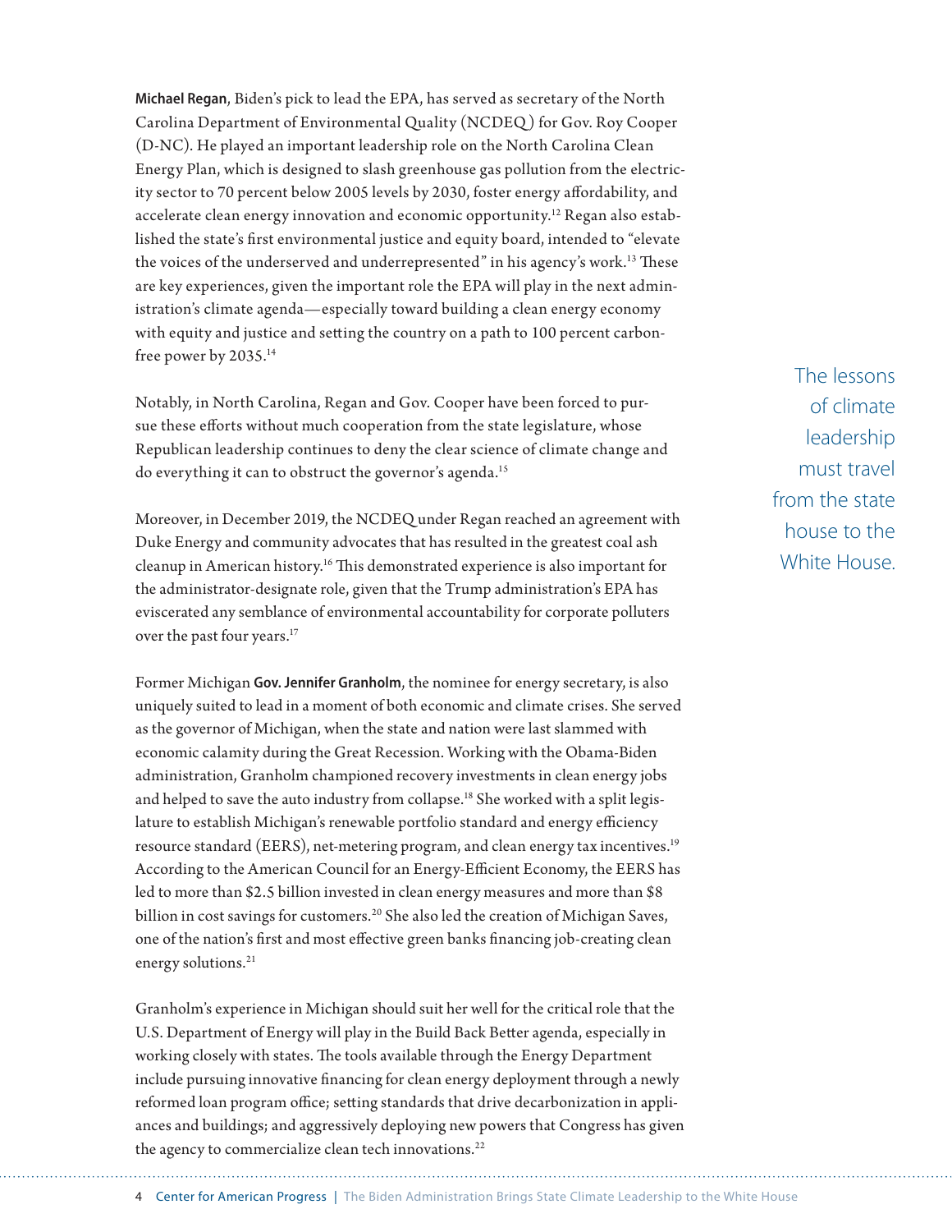**Michael Regan**, Biden's pick to lead the EPA, has served as secretary of the North Carolina Department of Environmental Quality (NCDEQ) for Gov. Roy Cooper (D-NC). He played an important leadership role on the North Carolina Clean Energy Plan, which is designed to slash greenhouse gas pollution from the electricity sector to 70 percent below 2005 levels by 2030, foster energy affordability, and accelerate clean energy innovation and economic opportunity.[12] Regan also established the state's first environmental justice and equity board, intended to "elevate the voices of the underserved and underrepresented" in his agency's work.[13] These are key experiences, given the important role the EPA will play in the next administration's climate agenda—especially toward building a clean energy economy with equity and justice and setting the country on a path to 100 percent carbon-free power by 2035.[14]

Notably, in North Carolina, Regan and Gov. Cooper have been forced to pursue these efforts without much cooperation from the state legislature, whose Republican leadership continues to deny the clear science of climate change and do everything it can to obstruct the governor's agenda.[15]

> The lessons of climate leadership must travel from the state house to the White House.

Moreover, in December 2019, the NCDEQ under Regan reached an agreement with Duke Energy and community advocates that has resulted in the greatest coal ash cleanup in American history.[16] This demonstrated experience is also important for the administrator-designate role, given that the Trump administration's EPA has eviscerated any semblance of environmental accountability for corporate polluters over the past four years.[17]

Former Michigan **Gov. Jennifer Granholm**, the nominee for energy secretary, is also uniquely suited to lead in a moment of both economic and climate crises. She served as the governor of Michigan, when the state and nation were last slammed with economic calamity during the Great Recession. Working with the Obama-Biden administration, Granholm championed recovery investments in clean energy jobs and helped to save the auto industry from collapse.[18] She worked with a split legislature to establish Michigan's renewable portfolio standard and energy efficiency resource standard (EERS), net-metering program, and clean energy tax incentives.[19] According to the American Council for an Energy-Efficient Economy, the EERS has led to more than $2.5 billion invested in clean energy measures and more than $8 billion in cost savings for customers.[20] She also led the creation of Michigan Saves, one of the nation's first and most effective green banks financing job-creating clean energy solutions.[21]

Granholm's experience in Michigan should suit her well for the critical role that the U.S. Department of Energy will play in the Build Back Better agenda, especially in working closely with states. The tools available through the Energy Department include pursuing innovative financing for clean energy deployment through a newly reformed loan program office; setting standards that drive decarbonization in appliances and buildings; and aggressively deploying new powers that Congress has given the agency to commercialize clean tech innovations.[22]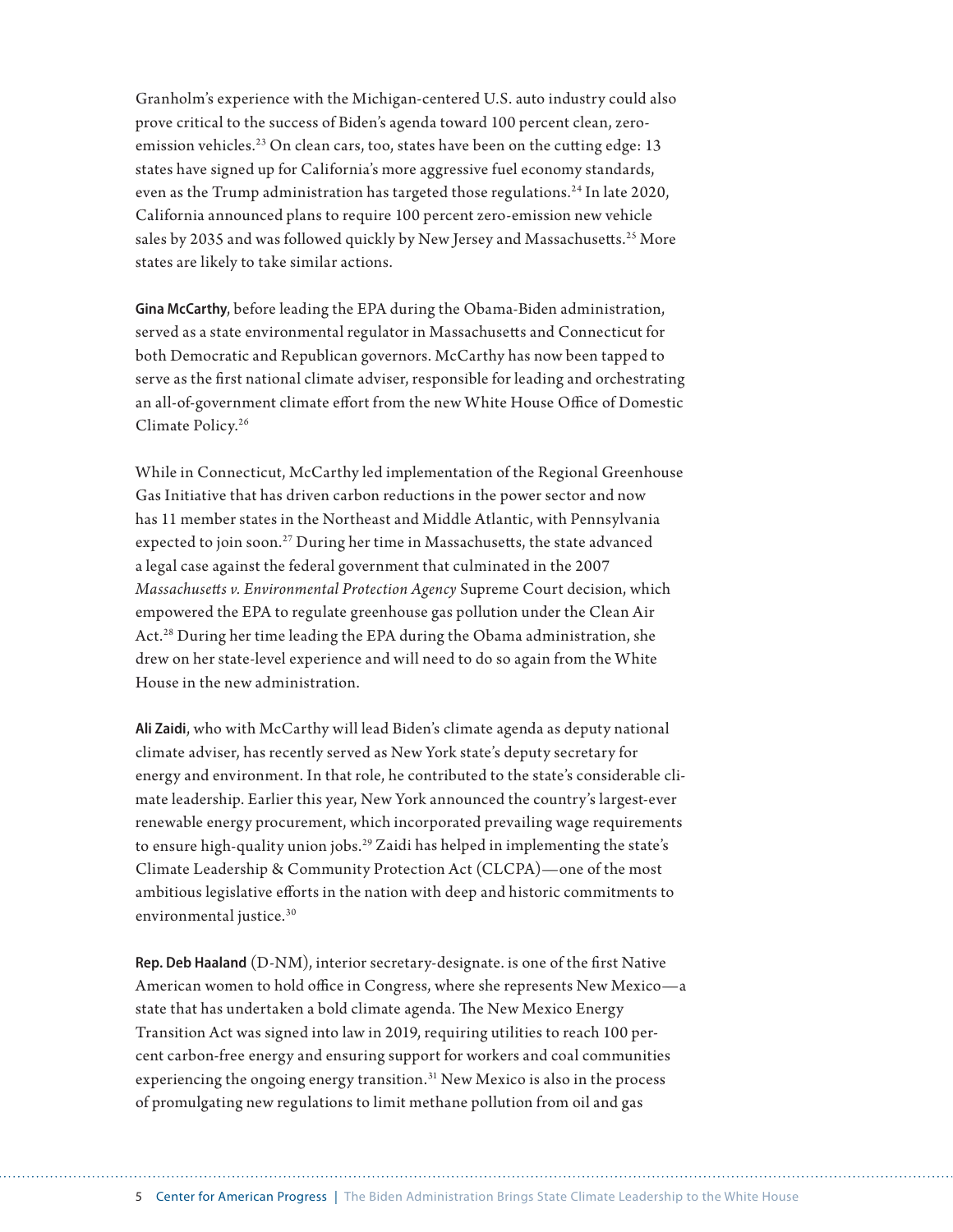Granholm's experience with the Michigan-centered U.S. auto industry could also prove critical to the success of Biden's agenda toward 100 percent clean, zero-emission vehicles.[23] On clean cars, too, states have been on the cutting edge: 13 states have signed up for California's more aggressive fuel economy standards, even as the Trump administration has targeted those regulations.[24] In late 2020, California announced plans to require 100 percent zero-emission new vehicle sales by 2035 and was followed quickly by New Jersey and Massachusetts.[25] More states are likely to take similar actions.

**Gina McCarthy**, before leading the EPA during the Obama-Biden administration, served as a state environmental regulator in Massachusetts and Connecticut for both Democratic and Republican governors. McCarthy has now been tapped to serve as the first national climate adviser, responsible for leading and orchestrating an all-of-government climate effort from the new White House Office of Domestic Climate Policy.[26]

While in Connecticut, McCarthy led implementation of the Regional Greenhouse Gas Initiative that has driven carbon reductions in the power sector and now has 11 member states in the Northeast and Middle Atlantic, with Pennsylvania expected to join soon.[27] During her time in Massachusetts, the state advanced a legal case against the federal government that culminated in the 2007 *Massachusetts v. Environmental Protection Agency* Supreme Court decision, which empowered the EPA to regulate greenhouse gas pollution under the Clean Air Act.[28] During her time leading the EPA during the Obama administration, she drew on her state-level experience and will need to do so again from the White House in the new administration.

**Ali Zaidi**, who with McCarthy will lead Biden's climate agenda as deputy national climate adviser, has recently served as New York state's deputy secretary for energy and environment. In that role, he contributed to the state's considerable climate leadership. Earlier this year, New York announced the country's largest-ever renewable energy procurement, which incorporated prevailing wage requirements to ensure high-quality union jobs.[29] Zaidi has helped in implementing the state's Climate Leadership & Community Protection Act (CLCPA)—one of the most ambitious legislative efforts in the nation with deep and historic commitments to environmental justice.[30]

**Rep. Deb Haaland** (D-NM), interior secretary-designate. is one of the first Native American women to hold office in Congress, where she represents New Mexico—a state that has undertaken a bold climate agenda. The New Mexico Energy Transition Act was signed into law in 2019, requiring utilities to reach 100 percent carbon-free energy and ensuring support for workers and coal communities experiencing the ongoing energy transition.[31] New Mexico is also in the process of promulgating new regulations to limit methane pollution from oil and gas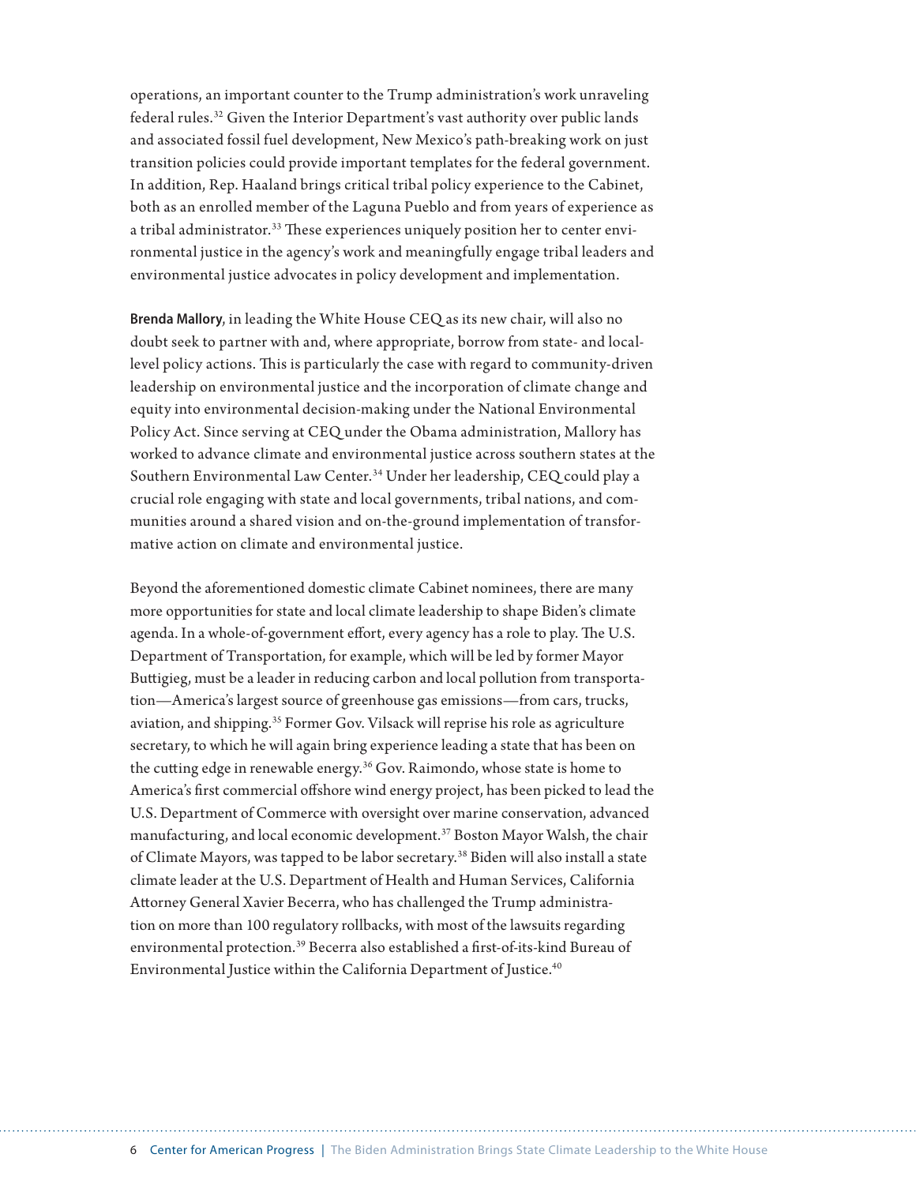operations, an important counter to the Trump administration's work unraveling federal rules.[32] Given the Interior Department's vast authority over public lands and associated fossil fuel development, New Mexico's path-breaking work on just transition policies could provide important templates for the federal government. In addition, Rep. Haaland brings critical tribal policy experience to the Cabinet, both as an enrolled member of the Laguna Pueblo and from years of experience as a tribal administrator.[33] These experiences uniquely position her to center environmental justice in the agency's work and meaningfully engage tribal leaders and environmental justice advocates in policy development and implementation.

**Brenda Mallory**, in leading the White House CEQ as its new chair, will also no doubt seek to partner with and, where appropriate, borrow from state- and local-level policy actions. This is particularly the case with regard to community-driven leadership on environmental justice and the incorporation of climate change and equity into environmental decision-making under the National Environmental Policy Act. Since serving at CEQ under the Obama administration, Mallory has worked to advance climate and environmental justice across southern states at the Southern Environmental Law Center.[34] Under her leadership, CEQ could play a crucial role engaging with state and local governments, tribal nations, and communities around a shared vision and on-the-ground implementation of transformative action on climate and environmental justice.

Beyond the aforementioned domestic climate Cabinet nominees, there are many more opportunities for state and local climate leadership to shape Biden's climate agenda. In a whole-of-government effort, every agency has a role to play. The U.S. Department of Transportation, for example, which will be led by former Mayor Buttigieg, must be a leader in reducing carbon and local pollution from transportation—America's largest source of greenhouse gas emissions—from cars, trucks, aviation, and shipping.[35] Former Gov. Vilsack will reprise his role as agriculture secretary, to which he will again bring experience leading a state that has been on the cutting edge in renewable energy.[36] Gov. Raimondo, whose state is home to America's first commercial offshore wind energy project, has been picked to lead the U.S. Department of Commerce with oversight over marine conservation, advanced manufacturing, and local economic development.[37] Boston Mayor Walsh, the chair of Climate Mayors, was tapped to be labor secretary.[38] Biden will also install a state climate leader at the U.S. Department of Health and Human Services, California Attorney General Xavier Becerra, who has challenged the Trump administration on more than 100 regulatory rollbacks, with most of the lawsuits regarding environmental protection.[39] Becerra also established a first-of-its-kind Bureau of Environmental Justice within the California Department of Justice.[40]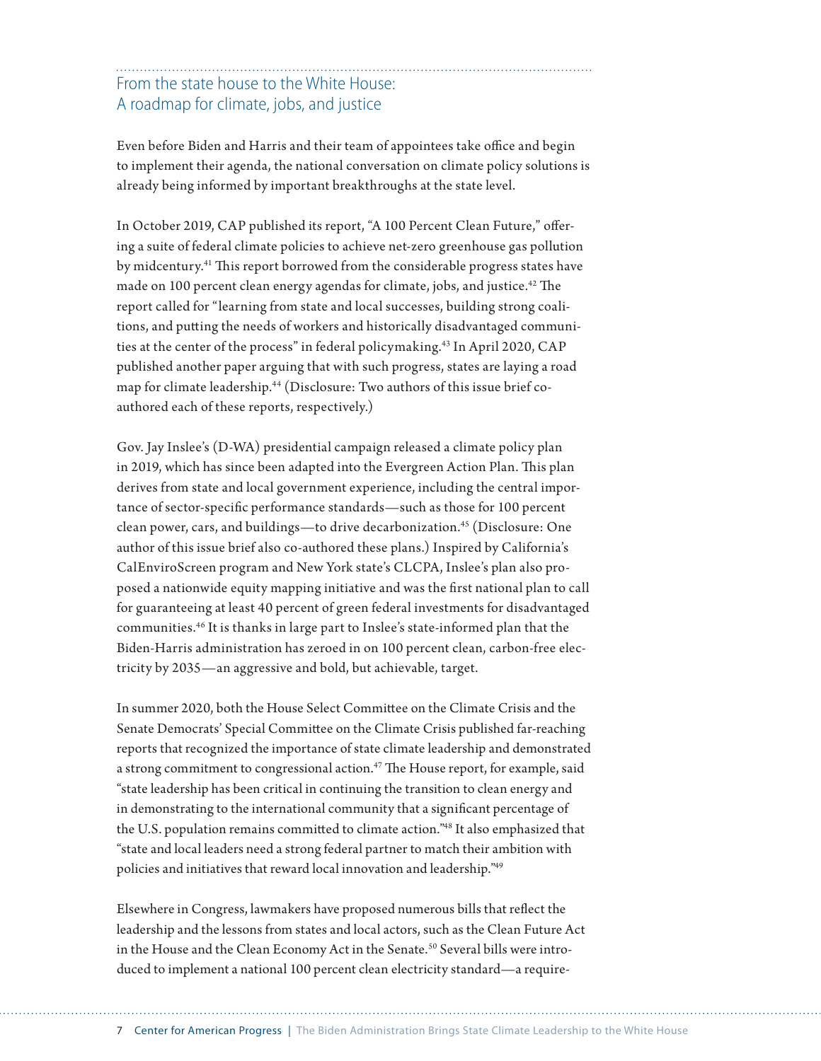## From the state house to the White House: A roadmap for climate, jobs, and justice

Even before Biden and Harris and their team of appointees take office and begin to implement their agenda, the national conversation on climate policy solutions is already being informed by important breakthroughs at the state level.

In October 2019, CAP published its report, "A 100 Percent Clean Future," offering a suite of federal climate policies to achieve net-zero greenhouse gas pollution by midcentury.[41] This report borrowed from the considerable progress states have made on 100 percent clean energy agendas for climate, jobs, and justice.[42] The report called for "learning from state and local successes, building strong coalitions, and putting the needs of workers and historically disadvantaged communities at the center of the process" in federal policymaking.[43] In April 2020, CAP published another paper arguing that with such progress, states are laying a road map for climate leadership.[44] (Disclosure: Two authors of this issue brief co-authored each of these reports, respectively.)

Gov. Jay Inslee's (D-WA) presidential campaign released a climate policy plan in 2019, which has since been adapted into the Evergreen Action Plan. This plan derives from state and local government experience, including the central importance of sector-specific performance standards—such as those for 100 percent clean power, cars, and buildings—to drive decarbonization.[45] (Disclosure: One author of this issue brief also co-authored these plans.) Inspired by California's CalEnviroScreen program and New York state's CLCPA, Inslee's plan also proposed a nationwide equity mapping initiative and was the first national plan to call for guaranteeing at least 40 percent of green federal investments for disadvantaged communities.[46] It is thanks in large part to Inslee's state-informed plan that the Biden-Harris administration has zeroed in on 100 percent clean, carbon-free electricity by 2035—an aggressive and bold, but achievable, target.

In summer 2020, both the House Select Committee on the Climate Crisis and the Senate Democrats' Special Committee on the Climate Crisis published far-reaching reports that recognized the importance of state climate leadership and demonstrated a strong commitment to congressional action.[47] The House report, for example, said "state leadership has been critical in continuing the transition to clean energy and in demonstrating to the international community that a significant percentage of the U.S. population remains committed to climate action."[48] It also emphasized that "state and local leaders need a strong federal partner to match their ambition with policies and initiatives that reward local innovation and leadership."[49]

Elsewhere in Congress, lawmakers have proposed numerous bills that reflect the leadership and the lessons from states and local actors, such as the Clean Future Act in the House and the Clean Economy Act in the Senate.[50] Several bills were introduced to implement a national 100 percent clean electricity standard—a require-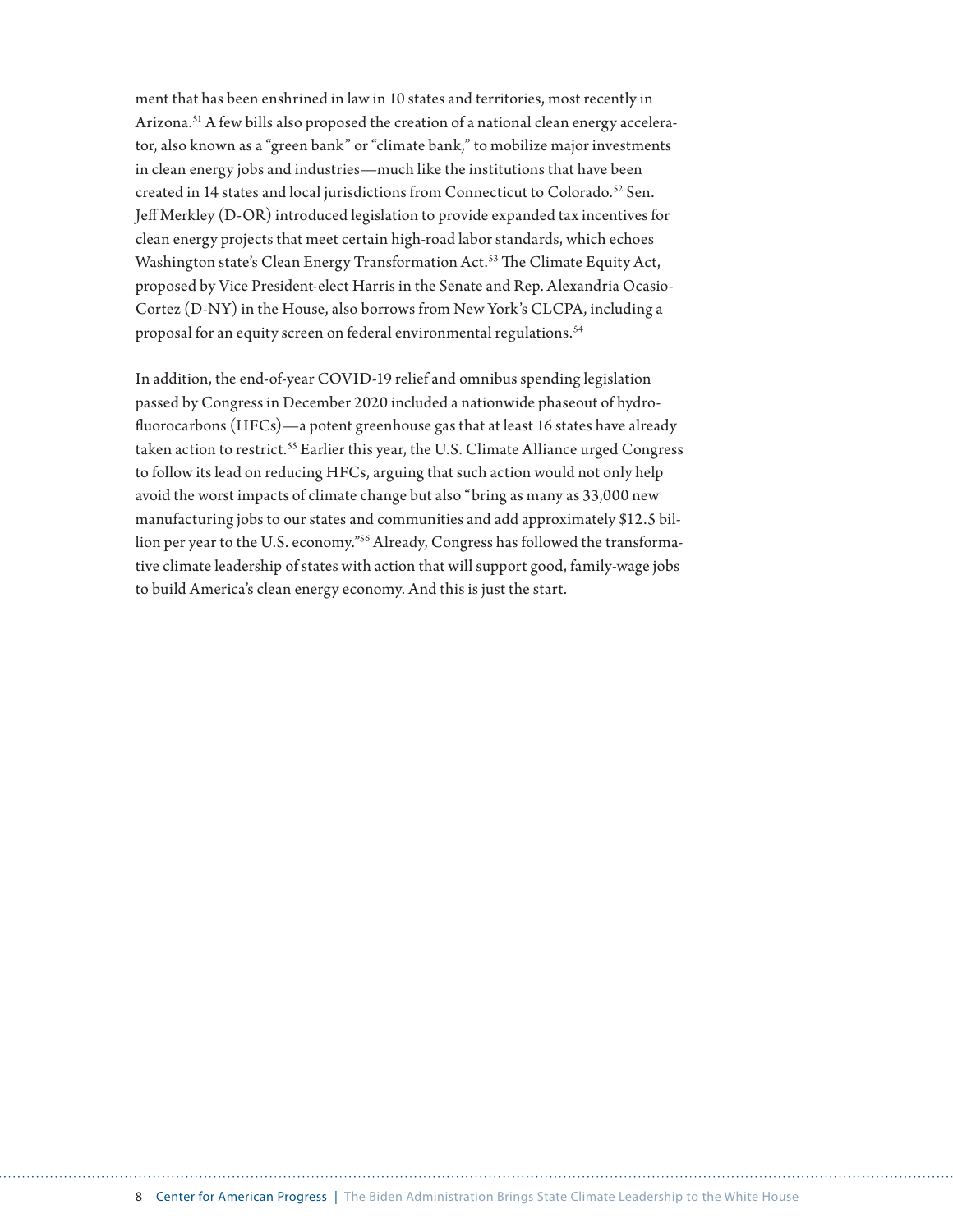ment that has been enshrined in law in 10 states and territories, most recently in Arizona.[51] A few bills also proposed the creation of a national clean energy accelerator, also known as a "green bank" or "climate bank," to mobilize major investments in clean energy jobs and industries—much like the institutions that have been created in 14 states and local jurisdictions from Connecticut to Colorado.[52] Sen. Jeff Merkley (D-OR) introduced legislation to provide expanded tax incentives for clean energy projects that meet certain high-road labor standards, which echoes Washington state's Clean Energy Transformation Act.[53] The Climate Equity Act, proposed by Vice President-elect Harris in the Senate and Rep. Alexandria Ocasio-Cortez (D-NY) in the House, also borrows from New York's CLCPA, including a proposal for an equity screen on federal environmental regulations.[54]

In addition, the end-of-year COVID-19 relief and omnibus spending legislation passed by Congress in December 2020 included a nationwide phaseout of hydrofluorocarbons (HFCs)—a potent greenhouse gas that at least 16 states have already taken action to restrict.[55] Earlier this year, the U.S. Climate Alliance urged Congress to follow its lead on reducing HFCs, arguing that such action would not only help avoid the worst impacts of climate change but also "bring as many as 33,000 new manufacturing jobs to our states and communities and add approximately $12.5 billion per year to the U.S. economy."[56] Already, Congress has followed the transformative climate leadership of states with action that will support good, family-wage jobs to build America's clean energy economy. And this is just the start.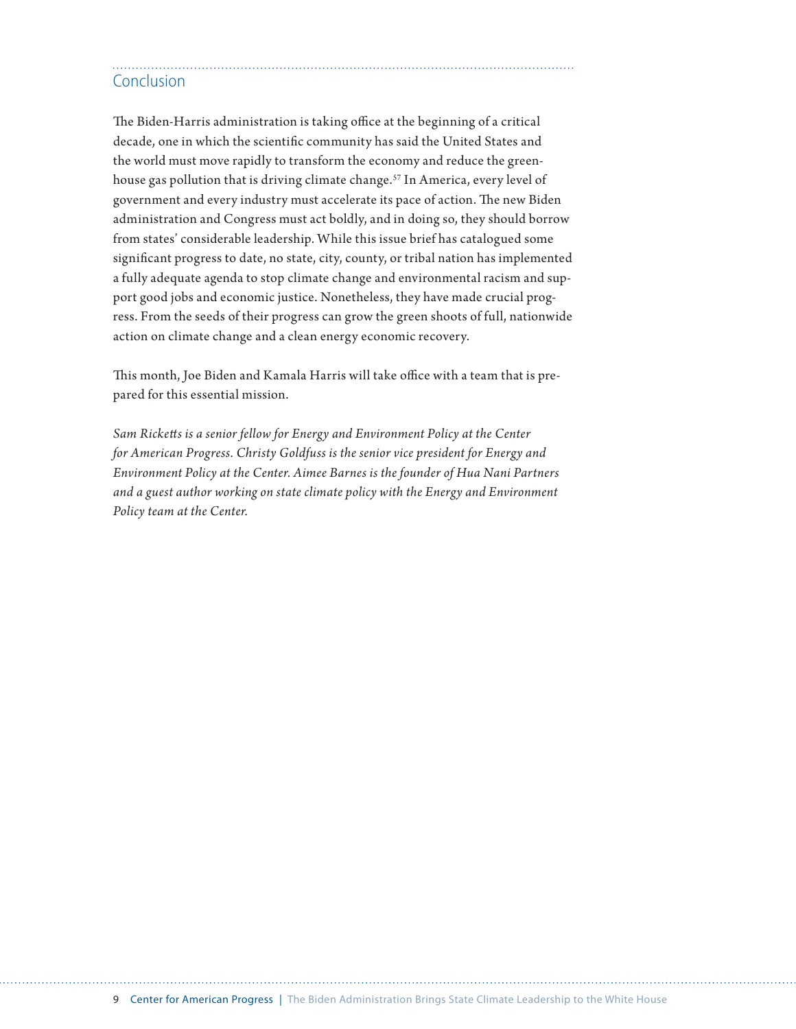## Conclusion

The Biden-Harris administration is taking office at the beginning of a critical decade, one in which the scientific community has said the United States and the world must move rapidly to transform the economy and reduce the greenhouse gas pollution that is driving climate change.[57] In America, every level of government and every industry must accelerate its pace of action. The new Biden administration and Congress must act boldly, and in doing so, they should borrow from states' considerable leadership. While this issue brief has catalogued some significant progress to date, no state, city, county, or tribal nation has implemented a fully adequate agenda to stop climate change and environmental racism and support good jobs and economic justice. Nonetheless, they have made crucial progress. From the seeds of their progress can grow the green shoots of full, nationwide action on climate change and a clean energy economic recovery.

This month, Joe Biden and Kamala Harris will take office with a team that is prepared for this essential mission.

*Sam Ricketts is a senior fellow for Energy and Environment Policy at the Center for American Progress. Christy Goldfuss is the senior vice president for Energy and Environment Policy at the Center. Aimee Barnes is the founder of Hua Nani Partners and a guest author working on state climate policy with the Energy and Environment Policy team at the Center.*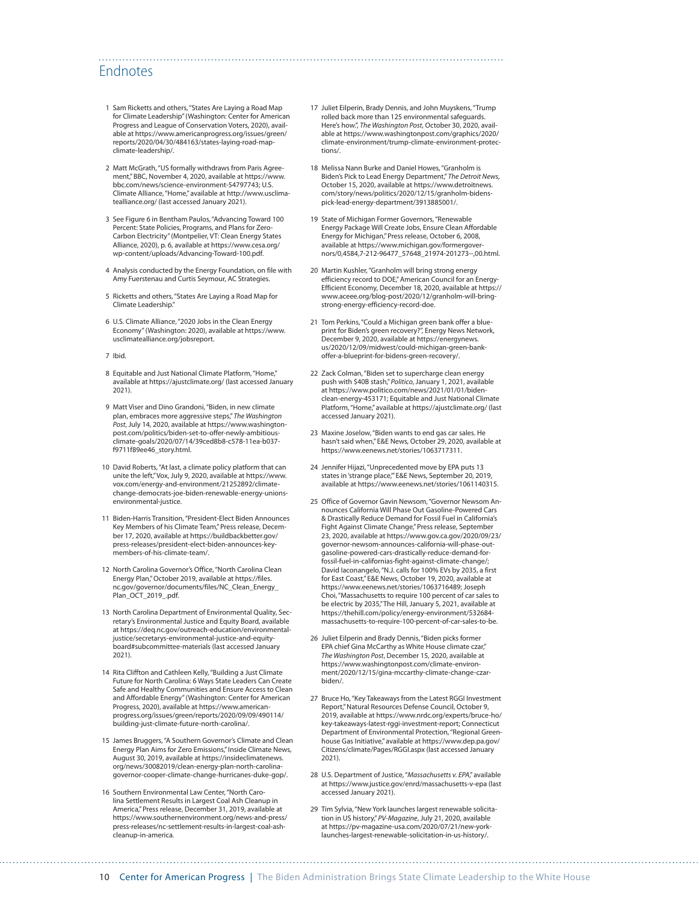## Endnotes

1 Sam Ricketts and others, "States Are Laying a Road Map for Climate Leadership" (Washington: Center for American Progress and League of Conservation Voters, 2020), available at https://www.americanprogress.org/issues/green/reports/2020/04/30/484163/states-laying-road-map-climate-leadership/.

2 Matt McGrath, "US formally withdraws from Paris Agreement," BBC, November 4, 2020, available at https://www.bbc.com/news/science-environment-54797743; U.S. Climate Alliance, "Home," available at http://www.usclimatealliance.org/ (last accessed January 2021).

3 See Figure 6 in Bentham Paulos, "Advancing Toward 100 Percent: State Policies, Programs, and Plans for Zero-Carbon Electricity" (Montpelier, VT: Clean Energy States Alliance, 2020), p. 6, available at https://www.cesa.org/wp-content/uploads/Advancing-Toward-100.pdf.

4 Analysis conducted by the Energy Foundation, on file with Amy Fuerstenau and Curtis Seymour, AC Strategies.

5 Ricketts and others, "States Are Laying a Road Map for Climate Leadership."

6 U.S. Climate Alliance, "2020 Jobs in the Clean Energy Economy" (Washington: 2020), available at https://www.usclimatealliance.org/jobsreport.

7 Ibid.

8 Equitable and Just National Climate Platform, "Home," available at https://ajustclimate.org/ (last accessed January 2021).

9 Matt Viser and Dino Grandoni, "Biden, in new climate plan, embraces more aggressive steps," *The Washington Post*, July 14, 2020, available at https://www.washingtonpost.com/politics/biden-set-to-offer-newly-ambitious-climate-goals/2020/07/14/39ced8b8-c578-11ea-b037-f9711f89ee46_story.html.

10 David Roberts, "At last, a climate policy platform that can unite the left," Vox, July 9, 2020, available at https://www.vox.com/energy-and-environment/21252892/climate-change-democrats-joe-biden-renewable-energy-unions-environmental-justice.

11 Biden-Harris Transition, "President-Elect Biden Announces Key Members of his Climate Team," Press release, December 17, 2020, available at https://buildbackbetter.gov/press-releases/president-elect-biden-announces-key-members-of-his-climate-team/.

12 North Carolina Governor's Office, "North Carolina Clean Energy Plan," October 2019, available at https://files.nc.gov/governor/documents/files/NC_Clean_Energy_Plan_OCT_2019_.pdf.

13 North Carolina Department of Environmental Quality, Secretary's Environmental Justice and Equity Board, available at https://deq.nc.gov/outreach-education/environmental-justice/secretarys-environmental-justice-and-equity-board#subcommittee-materials (last accessed January 2021).

14 Rita Cliffton and Cathleen Kelly, "Building a Just Climate Future for North Carolina: 6 Ways State Leaders Can Create Safe and Healthy Communities and Ensure Access to Clean and Affordable Energy" (Washington: Center for American Progress, 2020), available at https://www.americanprogress.org/issues/green/reports/2020/09/09/490114/building-just-climate-future-north-carolina/.

15 James Bruggers, "A Southern Governor's Climate and Clean Energy Plan Aims for Zero Emissions," Inside Climate News, August 30, 2019, available at https://insideclimatenews.org/news/30082019/clean-energy-plan-north-carolina-governor-cooper-climate-change-hurricanes-duke-gop/.

16 Southern Environmental Law Center, "North Carolina Settlement Results in Largest Coal Ash Cleanup in America," Press release, December 31, 2019, available at https://www.southernenvironment.org/news-and-press/press-releases/nc-settlement-results-in-largest-coal-ash-cleanup-in-america.

17 Juliet Eilperin, Brady Dennis, and John Muyskens, "Trump rolled back more than 125 environmental safeguards. Here's how", *The Washington Post*, October 30, 2020, available at https://www.washingtonpost.com/graphics/2020/climate-environment/trump-climate-environment-protections/.

18 Melissa Nann Burke and Daniel Howes, "Granholm is Biden's Pick to Lead Energy Department," *The Detroit News*, October 15, 2020, available at https://www.detroitnews.com/story/news/politics/2020/12/15/granholm-bidens-pick-lead-energy-department/3913885001/.

19 State of Michigan Former Governors, "Renewable Energy Package Will Create Jobs, Ensure Clean Affordable Energy for Michigan," Press release, October 6, 2008, available at https://www.michigan.gov/formergovernors/0,4584,7-212-96477_57648_21974-201273--,00.html.

20 Martin Kushler, "Granholm will bring strong energy efficiency record to DOE," American Council for an Energy-Efficient Economy, December 18, 2020, available at https://www.aceee.org/blog-post/2020/12/granholm-will-bring-strong-energy-efficiency-record-doe.

21 Tom Perkins, "Could a Michigan green bank offer a blueprint for Biden's green recovery?", Energy News Network, December 9, 2020, available at https://energynews.us/2020/12/09/midwest/could-michigan-green-bank-offer-a-blueprint-for-bidens-green-recovery/.

22 Zack Colman, "Biden set to supercharge clean energy push with $40B stash," *Politico*, January 1, 2021, available at https://www.politico.com/news/2021/01/01/biden-clean-energy-453171; Equitable and Just National Climate Platform, "Home," available at https://ajustclimate.org/ (last accessed January 2021).

23 Maxine Joselow, "Biden wants to end gas car sales. He hasn't said when," E&E News, October 29, 2020, available at https://www.eenews.net/stories/1063717311.

24 Jennifer Hijazi, "Unprecedented move by EPA puts 13 states in 'strange place,'" E&E News, September 20, 2019, available at https://www.eenews.net/stories/1061140315.

25 Office of Governor Gavin Newsom, "Governor Newsom Announces California Will Phase Out Gasoline-Powered Cars & Drastically Reduce Demand for Fossil Fuel in California's Fight Against Climate Change," Press release, September 23, 2020, available at https://www.gov.ca.gov/2020/09/23/governor-newsom-announces-california-will-phase-out-gasoline-powered-cars-drastically-reduce-demand-for-fossil-fuel-in-californias-fight-against-climate-change/; David Iaconangelo, "N.J. calls for 100% EVs by 2035, a first for East Coast," E&E News, October 19, 2020, available at https://www.eenews.net/stories/1063716489; Joseph Choi, "Massachusetts to require 100 percent of car sales to be electric by 2035," The Hill, January 5, 2021, available at https://thehill.com/policy/energy-environment/532684-massachusetts-to-require-100-percent-of-car-sales-to-be.

26 Juliet Eilperin and Brady Dennis, "Biden picks former EPA chief Gina McCarthy as White House climate czar," *The Washington Post*, December 15, 2020, available at https://www.washingtonpost.com/climate-environment/2020/12/15/gina-mccarthy-climate-change-czar-biden/.

27 Bruce Ho, "Key Takeaways from the Latest RGGI Investment Report," Natural Resources Defense Council, October 9, 2019, available at https://www.nrdc.org/experts/bruce-ho/key-takeaways-latest-rggi-investment-report; Connecticut Department of Environmental Protection, "Regional Greenhouse Gas Initiative," available at https://www.dep.pa.gov/Citizens/climate/Pages/RGGI.aspx (last accessed January 2021).

28 U.S. Department of Justice, "*Massachusetts v. EPA*," available at https://www.justice.gov/enrd/massachusetts-v-epa (last accessed January 2021).

29 Tim Sylvia, "New York launches largest renewable solicitation in US history," *PV-Magazine*, July 21, 2020, available at https://pv-magazine-usa.com/2020/07/21/new-york-launches-largest-renewable-solicitation-in-us-history/.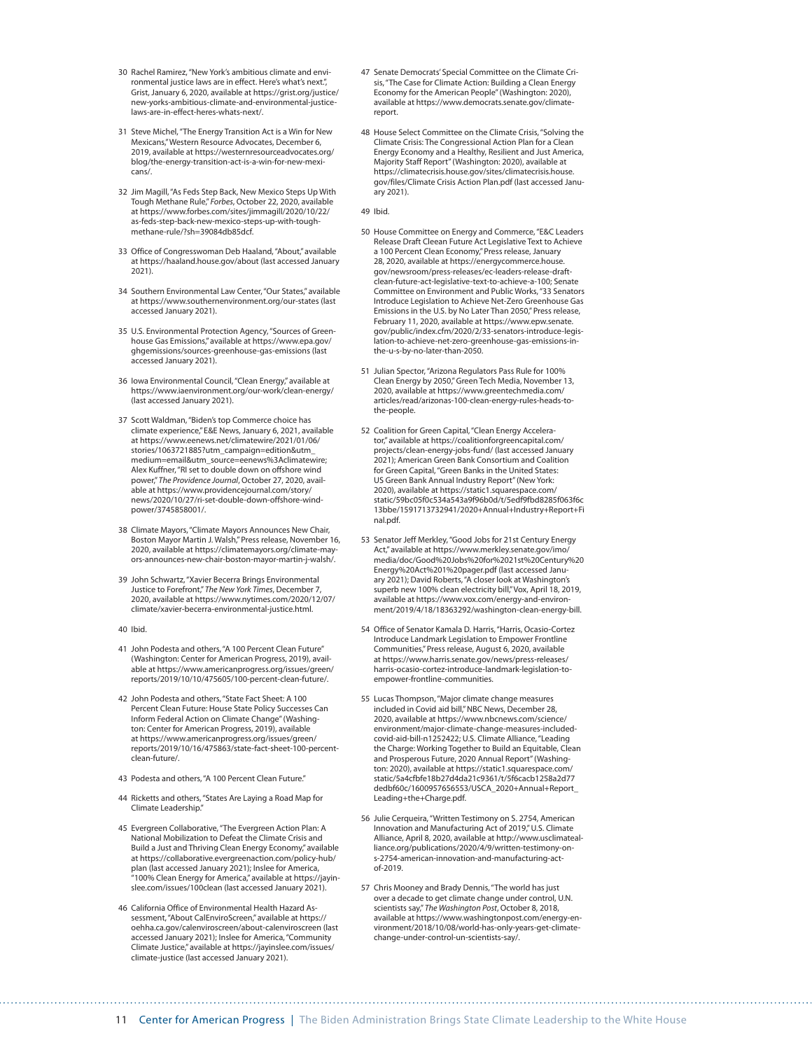30 Rachel Ramirez, "New York's ambitious climate and environmental justice laws are in effect. Here's what's next.", Grist, January 6, 2020, available at https://grist.org/justice/new-yorks-ambitious-climate-and-environmental-justice-laws-are-in-effect-heres-whats-next/.

31 Steve Michel, "The Energy Transition Act is a Win for New Mexicans," Western Resource Advocates, December 6, 2019, available at https://westernresourceadvocates.org/blog/the-energy-transition-act-is-a-win-for-new-mexicans/.

32 Jim Magill, "As Feds Step Back, New Mexico Steps Up With Tough Methane Rule," *Forbes*, October 22, 2020, available at https://www.forbes.com/sites/jimmagill/2020/10/22/as-feds-step-back-new-mexico-steps-up-with-tough-methane-rule/?sh=39084db85dcf.

33 Office of Congresswoman Deb Haaland, "About," available at https://haaland.house.gov/about (last accessed January 2021).

34 Southern Environmental Law Center, "Our States," available at https://www.southernenvironment.org/our-states (last accessed January 2021).

35 U.S. Environmental Protection Agency, "Sources of Greenhouse Gas Emissions," available at https://www.epa.gov/ghgemissions/sources-greenhouse-gas-emissions (last accessed January 2021).

36 Iowa Environmental Council, "Clean Energy," available at https://www.iaenvironment.org/our-work/clean-energy/ (last accessed January 2021).

37 Scott Waldman, "Biden's top Commerce choice has climate experience," E&E News, January 6, 2021, available at https://www.eenews.net/climatewire/2021/01/06/stories/1063721885?utm_campaign=edition&utm_medium=email&utm_source=eenews%3Aclimatewire; Alex Kuffner, "RI set to double down on offshore wind power," *The Providence Journal*, October 27, 2020, available at https://www.providencejournal.com/story/news/2020/10/27/ri-set-double-down-offshore-wind-power/3745858001/.

38 Climate Mayors, "Climate Mayors Announces New Chair, Boston Mayor Martin J. Walsh," Press release, November 16, 2020, available at https://climatemayors.org/climate-mayors-announces-new-chair-boston-mayor-martin-j-walsh/.

39 John Schwartz, "Xavier Becerra Brings Environmental Justice to Forefront," *The New York Times*, December 7, 2020, available at https://www.nytimes.com/2020/12/07/climate/xavier-becerra-environmental-justice.html.

40 Ibid.

41 John Podesta and others, "A 100 Percent Clean Future" (Washington: Center for American Progress, 2019), available at https://www.americanprogress.org/issues/green/reports/2019/10/10/475605/100-percent-clean-future/.

42 John Podesta and others, "State Fact Sheet: A 100 Percent Clean Future: House State Policy Successes Can Inform Federal Action on Climate Change" (Washington: Center for American Progress, 2019), available at https://www.americanprogress.org/issues/green/reports/2019/10/16/475863/state-fact-sheet-100-percent-clean-future/.

43 Podesta and others, "A 100 Percent Clean Future."

44 Ricketts and others, "States Are Laying a Road Map for Climate Leadership."

45 Evergreen Collaborative, "The Evergreen Action Plan: A National Mobilization to Defeat the Climate Crisis and Build a Just and Thriving Clean Energy Economy," available at https://collaborative.evergreenaction.com/policy-hub/plan (last accessed January 2021); Inslee for America, "100% Clean Energy for America," available at https://jayinslee.com/issues/100clean (last accessed January 2021).

46 California Office of Environmental Health Hazard Assessment, "About CalEnviroScreen," available at https://oehha.ca.gov/calenviroscreen/about-calenviroscreen (last accessed January 2021); Inslee for America, "Community Climate Justice," available at https://jayinslee.com/issues/climate-justice (last accessed January 2021).

47 Senate Democrats' Special Committee on the Climate Crisis, "The Case for Climate Action: Building a Clean Energy Economy for the American People" (Washington: 2020), available at https://www.democrats.senate.gov/climate-report.

48 House Select Committee on the Climate Crisis, "Solving the Climate Crisis: The Congressional Action Plan for a Clean Energy Economy and a Healthy, Resilient and Just America, Majority Staff Report" (Washington: 2020), available at https://climatecrisis.house.gov/sites/climatecrisis.house.gov/files/Climate Crisis Action Plan.pdf (last accessed January 2021).

49 Ibid.

50 House Committee on Energy and Commerce, "E&C Leaders Release Draft Cleean Future Act Legislative Text to Achieve a 100 Percent Clean Economy," Press release, January 28, 2020, available at https://energycommerce.house.gov/newsroom/press-releases/ec-leaders-release-draft-clean-future-act-legislative-text-to-achieve-a-100; Senate Committee on Environment and Public Works, "33 Senators Introduce Legislation to Achieve Net-Zero Greenhouse Gas Emissions in the U.S. by No Later Than 2050," Press release, February 11, 2020, available at https://www.epw.senate.gov/public/index.cfm/2020/2/33-senators-introduce-legislation-to-achieve-net-zero-greenhouse-gas-emissions-in-the-u-s-by-no-later-than-2050.

51 Julian Spector, "Arizona Regulators Pass Rule for 100% Clean Energy by 2050," Green Tech Media, November 13, 2020, available at https://www.greentechmedia.com/articles/read/arizonas-100-clean-energy-rules-heads-to-the-people.

52 Coalition for Green Capital, "Clean Energy Accelerator," available at https://coalitionforgreencapital.com/projects/clean-energy-jobs-fund/ (last accessed January 2021); American Green Bank Consortium and Coalition for Green Capital, "Green Banks in the United States: US Green Bank Annual Industry Report" (New York: 2020), available at https://static1.squarespace.com/static/59bc05f0c534a543a9f96b0d/t/5edf9fbd8285f063f6c13bbe/1591713732941/2020+Annual+Industry+Report+Final.pdf.

53 Senator Jeff Merkley, "Good Jobs for 21st Century Energy Act," available at https://www.merkley.senate.gov/imo/media/doc/Good%20Jobs%20for%2021st%20Century%20Energy%20Act%201%20pager.pdf (last accessed January 2021); David Roberts, "A closer look at Washington's superb new 100% clean electricity bill," Vox, April 18, 2019, available at https://www.vox.com/energy-and-environment/2019/4/18/18363292/washington-clean-energy-bill.

54 Office of Senator Kamala D. Harris, "Harris, Ocasio-Cortez Introduce Landmark Legislation to Empower Frontline Communities," Press release, August 6, 2020, available at https://www.harris.senate.gov/news/press-releases/harris-ocasio-cortez-introduce-landmark-legislation-to-empower-frontline-communities.

55 Lucas Thompson, "Major climate change measures included in Covid aid bill," NBC News, December 28, 2020, available at https://www.nbcnews.com/science/environment/major-climate-change-measures-included-covid-aid-bill-n1252422; U.S. Climate Alliance, "Leading the Charge: Working Together to Build an Equitable, Clean and Prosperous Future, 2020 Annual Report" (Washington: 2020), available at https://static1.squarespace.com/static/5a4cfbfe18b27d4da21c9361/t/5f6cacb1258a2d77dedbf60c/1600957656553/USCA_2020+Annual+Report_Leading+the+Charge.pdf.

56 Julie Cerqueira, "Written Testimony on S. 2754, American Innovation and Manufacturing Act of 2019," U.S. Climate Alliance, April 8, 2020, available at http://www.usclimatealliance.org/publications/2020/4/9/written-testimony-on-s-2754-american-innovation-and-manufacturing-act-of-2019.

57 Chris Mooney and Brady Dennis, "The world has just over a decade to get climate change under control, U.N. scientists say," *The Washington Post*, October 8, 2018, available at https://www.washingtonpost.com/energy-environment/2018/10/08/world-has-only-years-get-climate-change-under-control-un-scientists-say/.